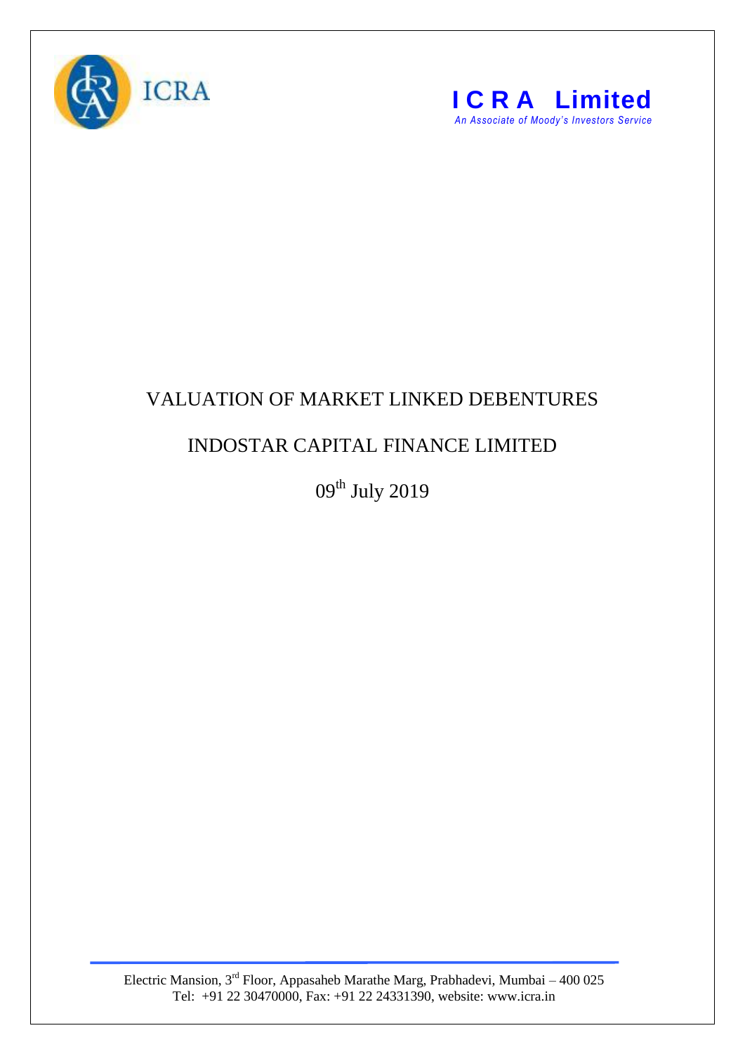ICRA

**I C R A Limited**

*An Associate of Moody's Investors Service*

# VALUATION OF MARKET LINKED DEBENTURES

## INDOSTAR CAPITAL FINANCE LIMITED

09th July 2019

Electric Mansion, 3rd Floor, Appasaheb Marathe Marg, Prabhadevi, Mumbai – 400 025
Tel: +91 22 30470000, Fax: +91 22 24331390, website: www.icra.in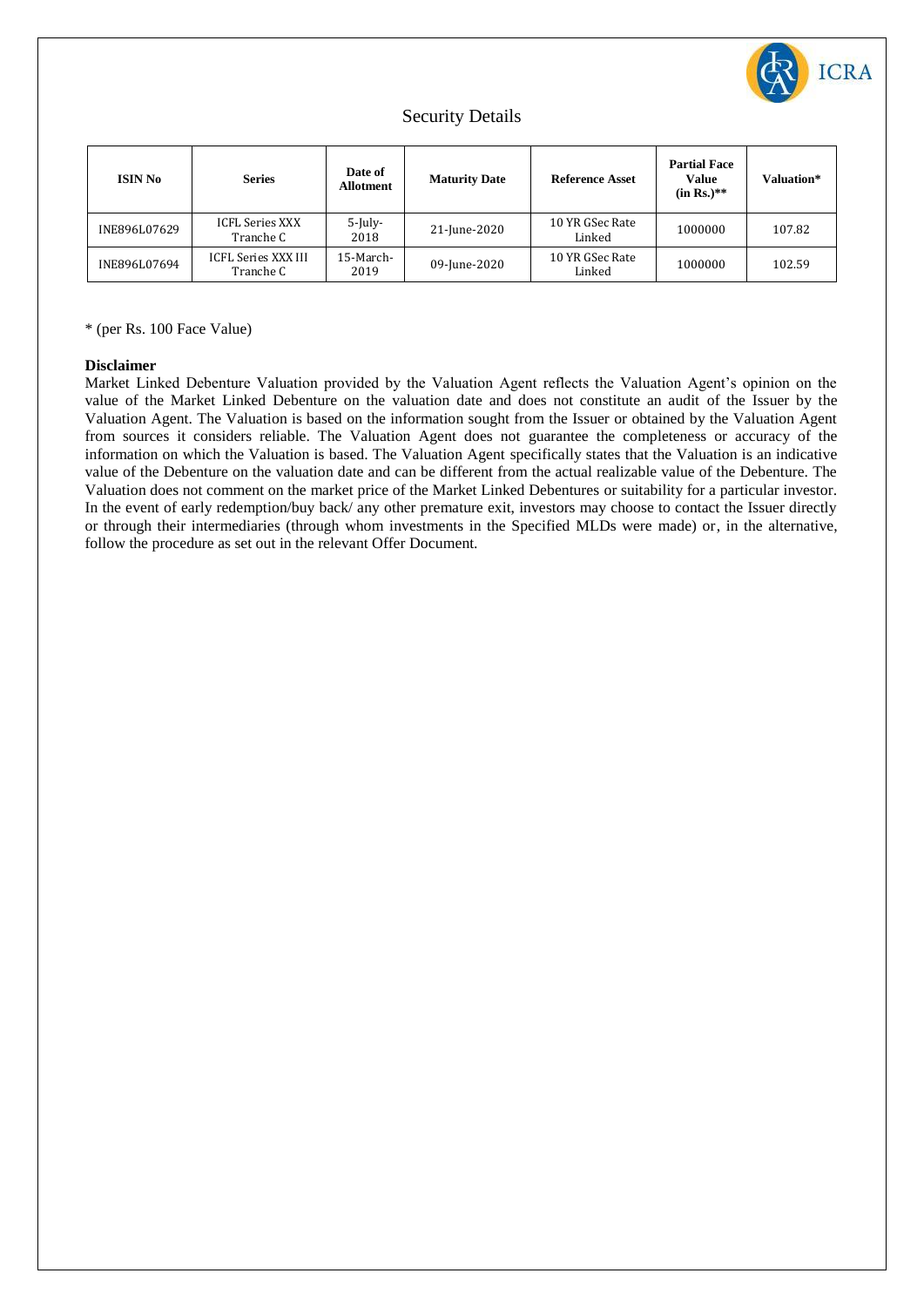## Security Details

| ISIN No | Series | Date of Allotment | Maturity Date | Reference Asset | Partial Face Value (in Rs.)** | Valuation* |
|---|---|---|---|---|---|---|
| INE896L07629 | ICFL Series XXX Tranche C | 5-July-2018 | 21-June-2020 | 10 YR GSec Rate Linked | 1000000 | 107.82 |
| INE896L07694 | ICFL Series XXX III Tranche C | 15-March-2019 | 09-June-2020 | 10 YR GSec Rate Linked | 1000000 | 102.59 |

* (per Rs. 100 Face Value)

**Disclaimer**

Market Linked Debenture Valuation provided by the Valuation Agent reflects the Valuation Agent's opinion on the value of the Market Linked Debenture on the valuation date and does not constitute an audit of the Issuer by the Valuation Agent. The Valuation is based on the information sought from the Issuer or obtained by the Valuation Agent from sources it considers reliable. The Valuation Agent does not guarantee the completeness or accuracy of the information on which the Valuation is based. The Valuation Agent specifically states that the Valuation is an indicative value of the Debenture on the valuation date and can be different from the actual realizable value of the Debenture. The Valuation does not comment on the market price of the Market Linked Debentures or suitability for a particular investor. In the event of early redemption/buy back/ any other premature exit, investors may choose to contact the Issuer directly or through their intermediaries (through whom investments in the Specified MLDs were made) or, in the alternative, follow the procedure as set out in the relevant Offer Document.